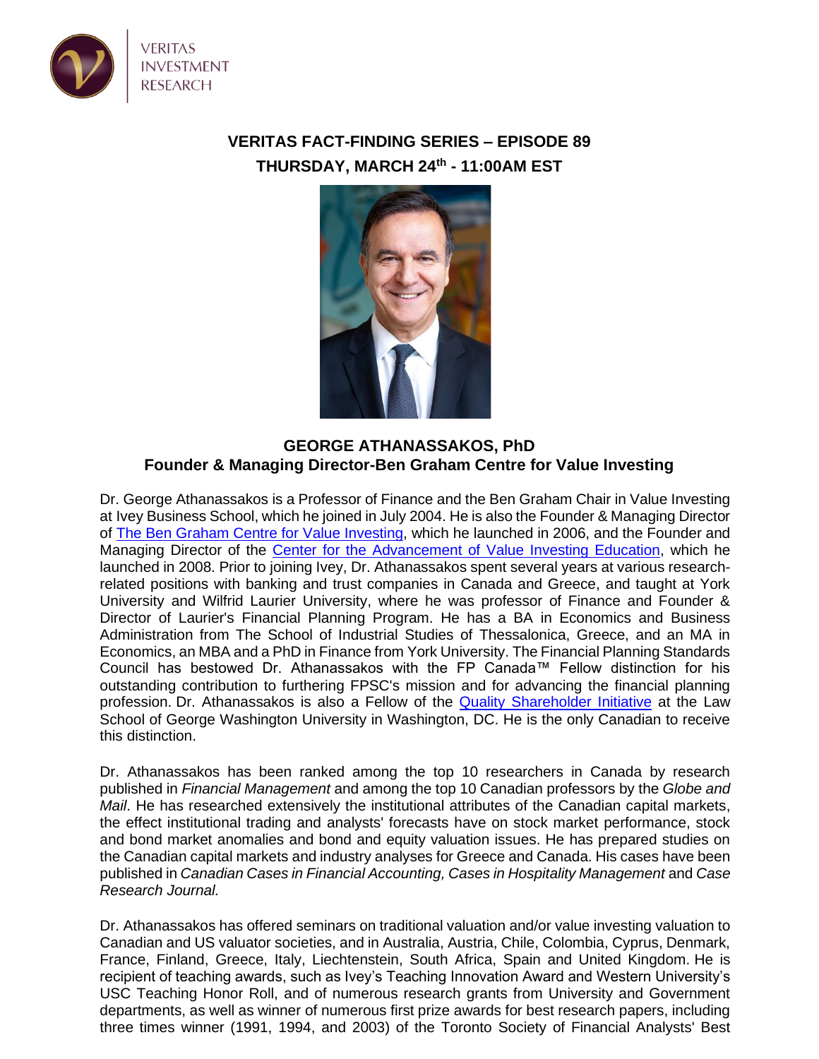VERITAS INVESTMENT RESEARCH

**VERITAS FACT-FINDING SERIES – EPISODE 89**

**THURSDAY, MARCH 24th - 11:00AM EST**

**GEORGE ATHANASSAKOS, PhD**

**Founder & Managing Director-Ben Graham Centre for Value Investing**

Dr. George Athanassakos is a Professor of Finance and the Ben Graham Chair in Value Investing at Ivey Business School, which he joined in July 2004. He is also the Founder & Managing Director of The Ben Graham Centre for Value Investing, which he launched in 2006, and the Founder and Managing Director of the Center for the Advancement of Value Investing Education, which he launched in 2008. Prior to joining Ivey, Dr. Athanassakos spent several years at various research-related positions with banking and trust companies in Canada and Greece, and taught at York University and Wilfrid Laurier University, where he was professor of Finance and Founder & Director of Laurier's Financial Planning Program. He has a BA in Economics and Business Administration from The School of Industrial Studies of Thessalonica, Greece, and an MA in Economics, an MBA and a PhD in Finance from York University. The Financial Planning Standards Council has bestowed Dr. Athanassakos with the FP Canada™ Fellow distinction for his outstanding contribution to furthering FPSC's mission and for advancing the financial planning profession. Dr. Athanassakos is also a Fellow of the Quality Shareholder Initiative at the Law School of George Washington University in Washington, DC. He is the only Canadian to receive this distinction.

Dr. Athanassakos has been ranked among the top 10 researchers in Canada by research published in *Financial Management* and among the top 10 Canadian professors by the *Globe and Mail*. He has researched extensively the institutional attributes of the Canadian capital markets, the effect institutional trading and analysts' forecasts have on stock market performance, stock and bond market anomalies and bond and equity valuation issues. He has prepared studies on the Canadian capital markets and industry analyses for Greece and Canada. His cases have been published in *Canadian Cases in Financial Accounting, Cases in Hospitality Management* and *Case Research Journal.*

Dr. Athanassakos has offered seminars on traditional valuation and/or value investing valuation to Canadian and US valuator societies, and in Australia, Austria, Chile, Colombia, Cyprus, Denmark, France, Finland, Greece, Italy, Liechtenstein, South Africa, Spain and United Kingdom. He is recipient of teaching awards, such as Ivey's Teaching Innovation Award and Western University's USC Teaching Honor Roll, and of numerous research grants from University and Government departments, as well as winner of numerous first prize awards for best research papers, including three times winner (1991, 1994, and 2003) of the Toronto Society of Financial Analysts' Best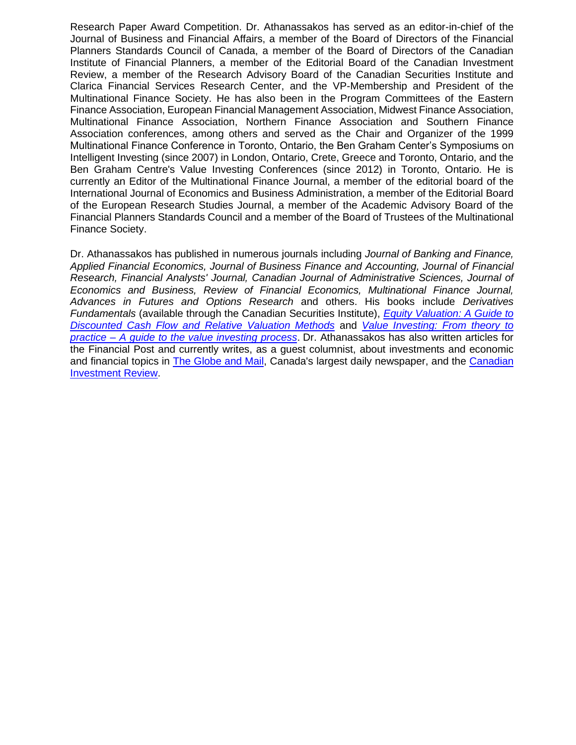Research Paper Award Competition. Dr. Athanassakos has served as an editor-in-chief of the Journal of Business and Financial Affairs, a member of the Board of Directors of the Financial Planners Standards Council of Canada, a member of the Board of Directors of the Canadian Institute of Financial Planners, a member of the Editorial Board of the Canadian Investment Review, a member of the Research Advisory Board of the Canadian Securities Institute and Clarica Financial Services Research Center, and the VP-Membership and President of the Multinational Finance Society. He has also been in the Program Committees of the Eastern Finance Association, European Financial Management Association, Midwest Finance Association, Multinational Finance Association, Northern Finance Association and Southern Finance Association conferences, among others and served as the Chair and Organizer of the 1999 Multinational Finance Conference in Toronto, Ontario, the Ben Graham Center's Symposiums on Intelligent Investing (since 2007) in London, Ontario, Crete, Greece and Toronto, Ontario, and the Ben Graham Centre's Value Investing Conferences (since 2012) in Toronto, Ontario. He is currently an Editor of the Multinational Finance Journal, a member of the editorial board of the International Journal of Economics and Business Administration, a member of the Editorial Board of the European Research Studies Journal, a member of the Academic Advisory Board of the Financial Planners Standards Council and a member of the Board of Trustees of the Multinational Finance Society.

Dr. Athanassakos has published in numerous journals including *Journal of Banking and Finance, Applied Financial Economics, Journal of Business Finance and Accounting, Journal of Financial Research, Financial Analysts' Journal, Canadian Journal of Administrative Sciences, Journal of Economics and Business, Review of Financial Economics, Multinational Finance Journal, Advances in Futures and Options Research* and others. His books include *Derivatives Fundamentals* (available through the Canadian Securities Institute), *Equity Valuation: A Guide to Discounted Cash Flow and Relative Valuation Methods* and *Value Investing: From theory to practice – A guide to the value investing process*. Dr. Athanassakos has also written articles for the Financial Post and currently writes, as a guest columnist, about investments and economic and financial topics in The Globe and Mail, Canada's largest daily newspaper, and the Canadian Investment Review.